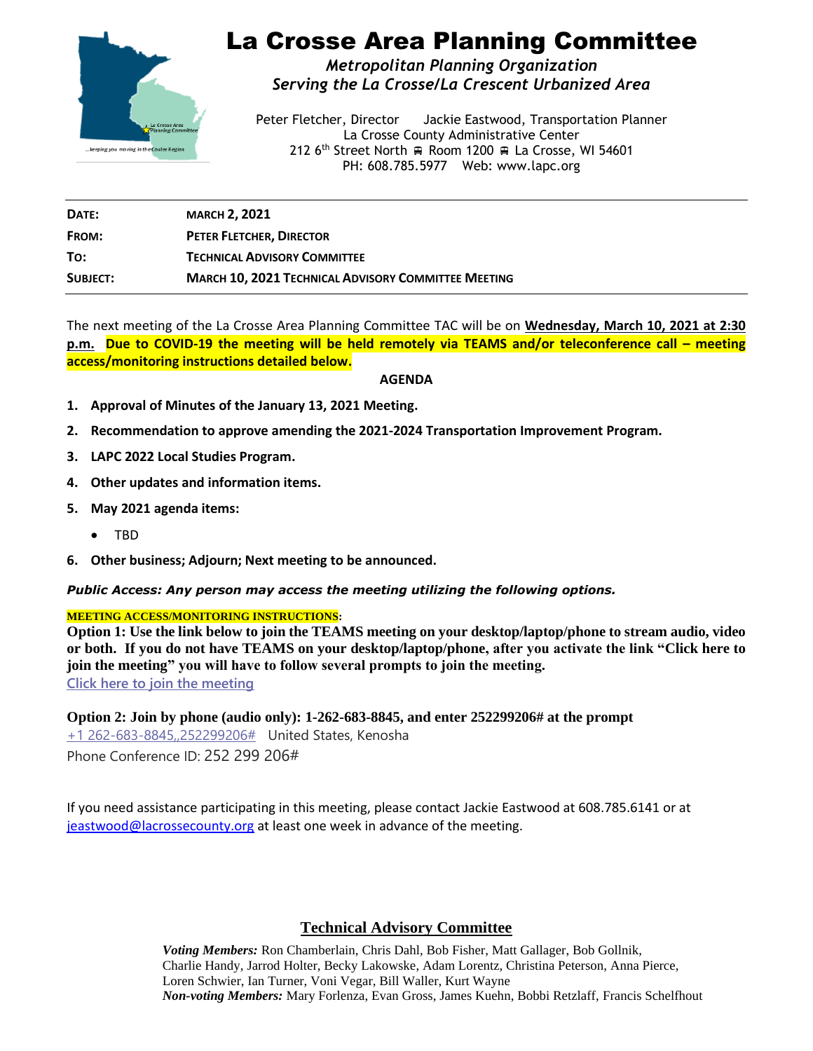# La Crosse Area Planning Committee

*Metropolitan Planning Organization*
*Serving the La Crosse/La Crescent Urbanized Area*

Peter Fletcher, Director Jackie Eastwood, Transportation Planner
La Crosse County Administrative Center
212 6th Street North ▪ Room 1200 ▪ La Crosse, WI 54601
PH: 608.785.5977 Web: www.lapc.org

| | |
|---|---|
| **DATE:** | **MARCH 2, 2021** |
| **FROM:** | **PETER FLETCHER, DIRECTOR** |
| **TO:** | **TECHNICAL ADVISORY COMMITTEE** |
| **SUBJECT:** | **MARCH 10, 2021 TECHNICAL ADVISORY COMMITTEE MEETING** |

The next meeting of the La Crosse Area Planning Committee TAC will be on **Wednesday, March 10, 2021 at 2:30 p.m.** **Due to COVID-19 the meeting will be held remotely via TEAMS and/or teleconference call – meeting access/monitoring instructions detailed below.**

**AGENDA**

1. **Approval of Minutes of the January 13, 2021 Meeting.**
2. **Recommendation to approve amending the 2021-2024 Transportation Improvement Program.**
3. **LAPC 2022 Local Studies Program.**
4. **Other updates and information items.**
5. **May 2021 agenda items:**
   - TBD
6. **Other business; Adjourn; Next meeting to be announced.**

***Public Access: Any person may access the meeting utilizing the following options.***

**MEETING ACCESS/MONITORING INSTRUCTIONS**:

**Option 1: Use the link below to join the TEAMS meeting on your desktop/laptop/phone to stream audio, video or both. If you do not have TEAMS on your desktop/laptop/phone, after you activate the link "Click here to join the meeting" you will have to follow several prompts to join the meeting.**

Click here to join the meeting

**Option 2: Join by phone (audio only): 1-262-683-8845, and enter 252299206# at the prompt**

+1 262-683-8845,,252299206# United States, Kenosha

Phone Conference ID: 252 299 206#

If you need assistance participating in this meeting, please contact Jackie Eastwood at 608.785.6141 or at jeastwood@lacrossecounty.org at least one week in advance of the meeting.

## Technical Advisory Committee

***Voting Members:*** Ron Chamberlain, Chris Dahl, Bob Fisher, Matt Gallager, Bob Gollnik, Charlie Handy, Jarrod Holter, Becky Lakowske, Adam Lorentz, Christina Peterson, Anna Pierce, Loren Schwier, Ian Turner, Voni Vegar, Bill Waller, Kurt Wayne

***Non-voting Members:*** Mary Forlenza, Evan Gross, James Kuehn, Bobbi Retzlaff, Francis Schelfhout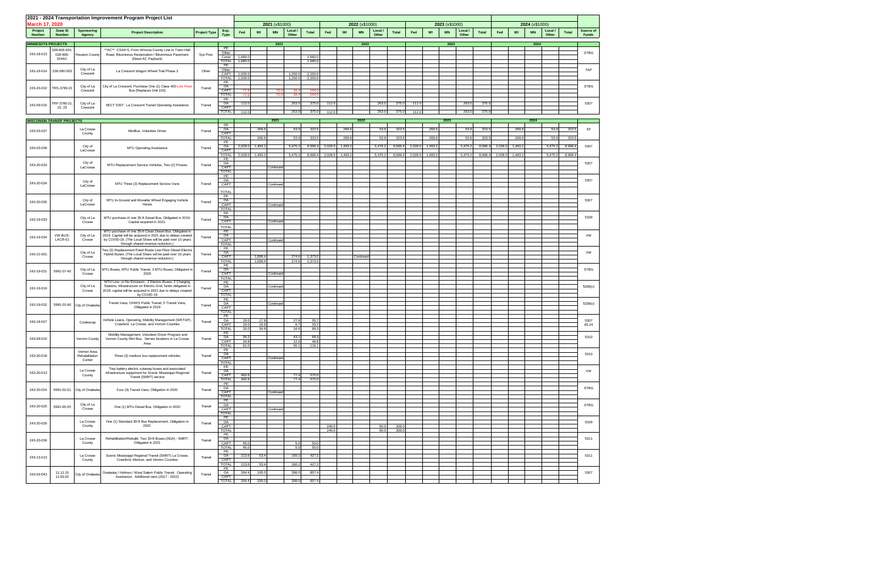# 2021 - 2024 Transportation Improvement Program Project List

**March 17, 2020**

| Project Number | State ID Number | Sponsoring Agency | Project Description | Project Type | Exp. Type | 2021 Fed | 2021 WI | 2021 MN | 2021 Local / Other | 2021 Total | 2022 Fed | 2022 WI | 2022 MN | 2022 Local / Other | 2022 Total | 2023 Fed | 2023 WI | 2023 MN | 2023 Local / Other | 2023 Total | 2024 Fed | 2024 WI | 2024 MN | 2024 Local / Other | 2024 Total | Source of Funds |
|---|---|---|---|---|---|---|---|---|---|---|---|---|---|---|---|---|---|---|---|---|---|---|---|---|---|---|
| **MINNESOTA PROJECTS** | | | | | | | | | | | | | | | | | | | | | | | | | | |
| 243-18-013 | 028-606-024, 028-606-024AC | Houston County | **AC**: CSAH 6, From Winona County Line to Town Hall Road, Bituminous Reclamation / Bituminous Pavement (Need AC Payback) | Sys Pres | PE | | | | | | | | | | | | | | | | | | | | | STBG |
| | | | | | Other | | | | | | | | | | | | | | | | | | | | | |
| | | | | | Const | 1,680.0 | | | | 1,680.0 | | | | | | | | | | | | | | | | |
| | | | | | TOTAL | 1,680.0 | | | | 1,680.0 | | | | | | | | | | | | | | | | |
| 243-18-014 | 236-090-003 | City of La Crescent | La Crescent Wagon Wheel Trail Phase 3 | Other | PE | | | | | | | | | | | | | | | | | | | | | TAP |
| | | | | | Other | | | | | | | | | | | | | | | | | | | | | |
| | | | | | CAPT | 1,000.0 | | | 1,250.0 | 2,250.0 | | | | | | | | | | | | | | | | |
| | | | | | TOTAL | 1,000.0 | | | 1,250.0 | 2,250.0 | | | | | | | | | | | | | | | | |
| 243-20-032 | TRS-3780-21 | City of La Crescent | City of La Crescent; Purchase One (1) Class 400 Low Floor Bus (Replaces Unit 103) | Transit | PE | | | | | | | | | | | | | | | | | | | | | STBG |
| | | | | | OA | | | | | | | | | | | | | | | | | | | | | |
| | | | | | CAPT | 77.6 | | 70.0 | 16.4 | 164.0 | | | | | | | | | | | | | | | | |
| | | | | | TOTAL | 77.6 | | 70.0 | 16.4 | 164.0 | | | | | | | | | | | | | | | | |
| 243-09-015 | TRF-3780-21, 22, 23 | City of La Crescent | SECT 5307: La Crescent Transit Operating Assistance | Transit | PE | | | | | | | | | | | | | | | | | | | | | 5307 |
| | | | | | OA | 112.0 | | | 263.0 | 375.0 | 112.0 | | | 263.0 | 375.0 | 112.0 | | | 263.0 | 375.0 | | | | | | |
| | | | | | CAPT | | | | | | | | | | | | | | | | | | | | | |
| | | | | | TOTAL | 112.0 | | | 263.0 | 375.0 | 112.0 | | | 263.0 | 375.0 | 112.0 | | | 263.0 | 375.0 | | | | | | |
| **WISCONSIN TRANSIT PROJECTS** | | | | | | | | | | | | | | | | | | | | | | | | | | |
| 243-03-037 | | La Crosse County | MiniBus, Volunteer Driver | Transit | PE | | | | | | | | | | | | | | | | | | | | | SF |
| | | | | | OA | | 269.6 | | 53.9 | 323.5 | | 269.6 | | 53.9 | 323.5 | | 269.6 | | 53.9 | 323.5 | | 269.6 | | 53.9 | 323.5 | |
| | | | | | CAPT | | | | | | | | | | | | | | | | | | | | | |
| | | | | | TOTAL | | 269.6 | | 53.9 | 323.5 | | 269.6 | | 53.9 | 323.5 | | 269.6 | | 53.9 | 323.5 | | 269.6 | | 53.9 | 323.5 | |
| 243-03-039 | | City of LaCrosse | MTU Operating Assistance | Transit | PE | | | | | | | | | | | | | | | | | | | | | 5307 |
| | | | | | OA | 2,028.0 | 1,493.2 | | 5,475.2 | 8,996.4 | 2,028.0 | 1,493.2 | | 5,475.2 | 8,996.4 | 2,028.0 | 1,493.2 | | 5,475.2 | 8,996.4 | 2,028.0 | 1,493.2 | | 5,475.2 | 8,996.4 | |
| | | | | | CAPT | | | | | | | | | | | | | | | | | | | | | |
| | | | | | TOTAL | 2,028.0 | 1,493.2 | | 5,475.2 | 8,996.4 | 2,028.0 | 1,493.2 | | 5,475.2 | 8,996.4 | 2,028.0 | 1,493.2 | | 5,475.2 | 8,996.4 | 2,028.0 | 1,493.2 | | 5,475.2 | 8,996.4 | |
| 243-20-033 | | City of LaCrosse | MTU Replacement Service Vehicles, Two (2) Priuses | Transit | PE | | | | | | | | | | | | | | | | | | | | | 5307 |
| | | | | | OA | | | | | | | | | | | | | | | | | | | | | |
| | | | | | CAPT | | | Continued | | | | | | | | | | | | | | | | | | |
| | | | | | TOTAL | | | | | | | | | | | | | | | | | | | | | |
| 243-20-034 | | City of LaCrosse | MTU Three (3) Replacement Service Vans | Transit | PE | | | | | | | | | | | | | | | | | | | | | 5307 |
| | | | | | OA | | | | | | | | | | | | | | | | | | | | | |
| | | | | | CAPT | | | Continued | | | | | | | | | | | | | | | | | | |
| | | | | | TOTAL | | | | | | | | | | | | | | | | | | | | | |
| 243-20-035 | | City of LaCrosse | MTU In-Ground and Movable Wheel Engaging Vehicle Hoists | Transit | PE | | | | | | | | | | | | | | | | | | | | | 5307 |
| | | | | | OA | | | | | | | | | | | | | | | | | | | | | |
| | | | | | CAPT | | | Continued | | | | | | | | | | | | | | | | | | |
| | | | | | TOTAL | | | | | | | | | | | | | | | | | | | | | |
| 243-19-033 | | City of La Crosse | MTU purchase of one 35-ft Diesel Bus. Obligated in 2019. Capital acquired in 2021. | Transit | PE | | | | | | | | | | | | | | | | | | | | | 5339 |
| | | | | | OA | | | | | | | | | | | | | | | | | | | | | |
| | | | | | CAPT | | | Continued | | | | | | | | | | | | | | | | | | |
| | | | | | TOTAL | | | | | | | | | | | | | | | | | | | | | |
| 243-19-034 | VW-BUS-LACR-01 | City of La Crosse | MTU purchase of one 35-ft Clean Diesel Bus. Obligated in 2019. Capital will be acquired in 2021 due to delays created by COVID-19. (The Local Share will be paid over 10 years through shared revenue reduction.) | Transit | PE | | | | | | | | | | | | | | | | | | | | | VW |
| | | | | | OA | | | | | | | | | | | | | | | | | | | | | |
| | | | | | CAPT | | | Continued | | | | | | | | | | | | | | | | | | |
| | | | | | TOTAL | | | | | | | | | | | | | | | | | | | | | |
| 243-21-001 | | City of La Crosse | Two (2) Replacement Fixed-Route Low-Floor Diesel-Electric Hybrid Buses. (The Local Share will be paid over 10 years through shared revenue reduction.) | Transit | PE | | | | | | | | | | | | | | | | | | | | | VW |
| | | | | | OA | | | | | | | | | | | | | | | | | | | | | |
| | | | | | CAPT | | 1,098.4 | | 274.6 | 1,373.0 | | | Continued | | | | | | | | | | | | | |
| | | | | | TOTAL | | 1,098.4 | | 274.6 | 1,373.0 | | | | | | | | | | | | | | | | |
| 243-19-031 | 5991-07-40 | City of La Crosse | MTU Buses, MTU Public Transit, 3 MTU Buses, Obligated in 2020 | Transit | PE | | | | | | | | | | | | | | | | | | | | | STBG |
| | | | | | OA | | | | | | | | | | | | | | | | | | | | | |
| | | | | | CAPT | | | Continued | | | | | | | | | | | | | | | | | | |
| | | | | | TOTAL | | | | | | | | | | | | | | | | | | | | | |
| 243-19-019 | | City of La Crosse | MTU Low- or No-Emission - 2 Electric Buses, 2 Charging Stations, Infrastructure on Electric Grid; funds obligated in 2019; capital will be acquired in 2021 due to delays created by COVID-19 | Transit | PE | | | | | | | | | | | | | | | | | | | | | 5339(c) |
| | | | | | OA | | | Continued | | | | | | | | | | | | | | | | | | |
| | | | | | CAPT | | | | | | | | | | | | | | | | | | | | | |
| | | | | | TOTAL | | | | | | | | | | | | | | | | | | | | | |
| 243-19-032 | 5991-02-60 | City of Onalaska | Transit Vans, OHWS Public Transit, 5 Transit Vans, Obligated in 2019 | Transit | PE | | | | | | | | | | | | | | | | | | | | | 5339(c) |
| | | | | | OA | | | Continued | | | | | | | | | | | | | | | | | | |
| | | | | | CAPT | | | | | | | | | | | | | | | | | | | | | |
| | | | | | TOTAL | | | | | | | | | | | | | | | | | | | | | |
| 243-18-027 | | Couleecap | Vehicle Loans, Operating, Mobility Management (WETAP), Crawford, La Crosse, and Vernon Counties | Transit | PE | | | | | | | | | | | | | | | | | | | | | 5307 85.24 |
| | | | | | OA | 10.0 | 17.8 | | 27.8 | 55.7 | | | | | | | | | | | | | | | | |
| | | | | | CAPT | 10.0 | 16.9 | | 6.7 | 33.7 | | | | | | | | | | | | | | | | |
| | | | | | TOTAL | 20.0 | 34.8 | | 34.6 | 89.3 | | | | | | | | | | | | | | | | |
| 243-09-010 | | Vernon County | Mobility Management, Volunteer Driver Program and Vernon County Mini Bus. Serves locations in La Crosse Area | Transit | PE | | | | | | | | | | | | | | | | | | | | | 5310 |
| | | | | | OA | 26.2 | | | 43.1 | 69.3 | | | | | | | | | | | | | | | | |
| | | | | | CAPT | 34.8 | | | 12.0 | 46.8 | | | | | | | | | | | | | | | | |
| | | | | | TOTAL | 61.0 | | | 55.1 | 116.1 | | | | | | | | | | | | | | | | |
| 243-20-018 | | Vernon Area Rehabilitation Center | Three (3) medium bus replacement vehicles | Transit | PE | | | | | | | | | | | | | | | | | | | | | 5310 |
| | | | | | OA | | | | | | | | | | | | | | | | | | | | | |
| | | | | | CAPT | | | Continued | | | | | | | | | | | | | | | | | | |
| | | | | | TOTAL | | | | | | | | | | | | | | | | | | | | | |
| 243-20-013 | | La Crosse County | Twp battery electric cutaway buses and associated infrastructure equipment for Scenic Mississippi Regional Transit (SMRT) service | Transit | PE | | | | | | | | | | | | | | | | | | | | | VW |
| | | | | | OA | | | | | | | | | | | | | | | | | | | | | |
| | | | | | CAPT | 492.6 | | | 77.4 | 570.0 | | | | | | | | | | | | | | | | |
| | | | | | TOTAL | 492.6 | | | 77.4 | 570.0 | | | | | | | | | | | | | | | | |
| 243-20-024 | 5991-02-01 | City of Onalaska | Four (4) Transit Vans, Obligation in 2020 | Transit | PE | | | | | | | | | | | | | | | | | | | | | STBG |
| | | | | | OA | | | | | | | | | | | | | | | | | | | | | |
| | | | | | CAPT | | | Continued | | | | | | | | | | | | | | | | | | |
| | | | | | TOTAL | | | | | | | | | | | | | | | | | | | | | |
| 243-20-025 | 5991-05-00 | City of La Crosse | One (1) MTU Diesel Bus, Obligation in 2020 | Transit | PE | | | | | | | | | | | | | | | | | | | | | STBG |
| | | | | | OA | | | | | | | | | | | | | | | | | | | | | |
| | | | | | CAPT | | | Continued | | | | | | | | | | | | | | | | | | |
| | | | | | TOTAL | | | | | | | | | | | | | | | | | | | | | |
| 243-20-026 | | La Crosse County | One (1) Standard 30-ft Bus Replacement, Obligation in 2022. | Transit | PE | | | | | | | | | | | | | | | | | | | | | 5339 |
| | | | | | OA | | | | | | | | | | | | | | | | | | | | | |
| | | | | | CAPT | | | | | | 240.0 | | | 60.0 | 300.0 | | | | | | | | | | | |
| | | | | | TOTAL | | | | | | 240.0 | | | 60.0 | 300.0 | | | | | | | | | | | |
| 243-20-036 | | La Crosse County | Rehabilitation/Rebuild, Two 30-ft Buses (ADA) - SMRT, Obligated in 2021. | Transit | PE | | | | | | | | | | | | | | | | | | | | | 5311 |
| | | | | | OA | | | | | | | | | | | | | | | | | | | | | |
| | | | | | CAPT | 45.0 | | | 5.0 | 50.0 | | | | | | | | | | | | | | | | |
| | | | | | TOTAL | 45.0 | | | 5.0 | 50.0 | | | | | | | | | | | | | | | | |
| 243-13-013 | | La Crosse County | Scenic Mississippi Regional Transit (SMRT) La Crosse, Crawford, Monroe, and Vernon Counties | Transit | PE | | | | | | | | | | | | | | | | | | | | | 5311 |
| | | | | | OA | 213.6 | 53.4 | | 160.2 | 427.2 | | | | | | | | | | | | | | | | |
| | | | | | CAPT | | | | | | | | | | | | | | | | | | | | | |
| | | | | | TOTAL | 213.6 | 53.4 | | 160.2 | 427.2 | | | | | | | | | | | | | | | | |
| 243-03-043 | 11.12.15 11.93.02 | City of Onalaska | Onalaska / Holmen / West Salem Public Transit. Operating Assistance, Additional vans (2017 - 2022) | Transit | PE | | | | | | | | | | | | | | | | | | | | | 5307 |
| | | | | | OA | 264.4 | 195.0 | | 398.0 | 857.4 | | | | | | | | | | | | | | | | |
| | | | | | CAPT | | | | | | | | | | | | | | | | | | | | | |
| | | | | | TOTAL | 264.4 | 195.0 | | 398.0 | 857.4 | | | | | | | | | | | | | | | | |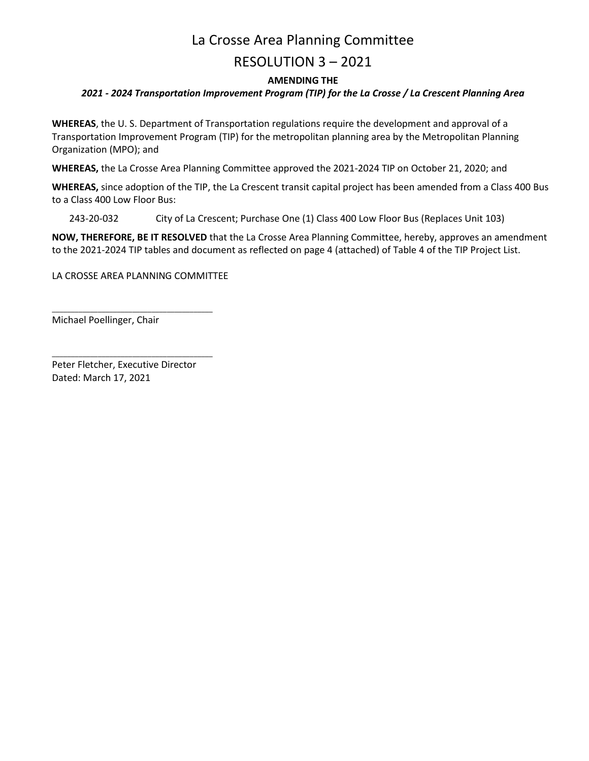# La Crosse Area Planning Committee

# RESOLUTION 3 – 2021

**AMENDING THE**

***2021 - 2024 Transportation Improvement Program (TIP) for the La Crosse / La Crescent Planning Area***

**WHEREAS**, the U. S. Department of Transportation regulations require the development and approval of a Transportation Improvement Program (TIP) for the metropolitan planning area by the Metropolitan Planning Organization (MPO); and

**WHEREAS,** the La Crosse Area Planning Committee approved the 2021-2024 TIP on October 21, 2020; and

**WHEREAS,** since adoption of the TIP, the La Crescent transit capital project has been amended from a Class 400 Bus to a Class 400 Low Floor Bus:

243-20-032 City of La Crescent; Purchase One (1) Class 400 Low Floor Bus (Replaces Unit 103)

**NOW, THEREFORE, BE IT RESOLVED** that the La Crosse Area Planning Committee, hereby, approves an amendment to the 2021-2024 TIP tables and document as reflected on page 4 (attached) of Table 4 of the TIP Project List.

LA CROSSE AREA PLANNING COMMITTEE

_______________________________
Michael Poellinger, Chair

_______________________________
Peter Fletcher, Executive Director
Dated: March 17, 2021